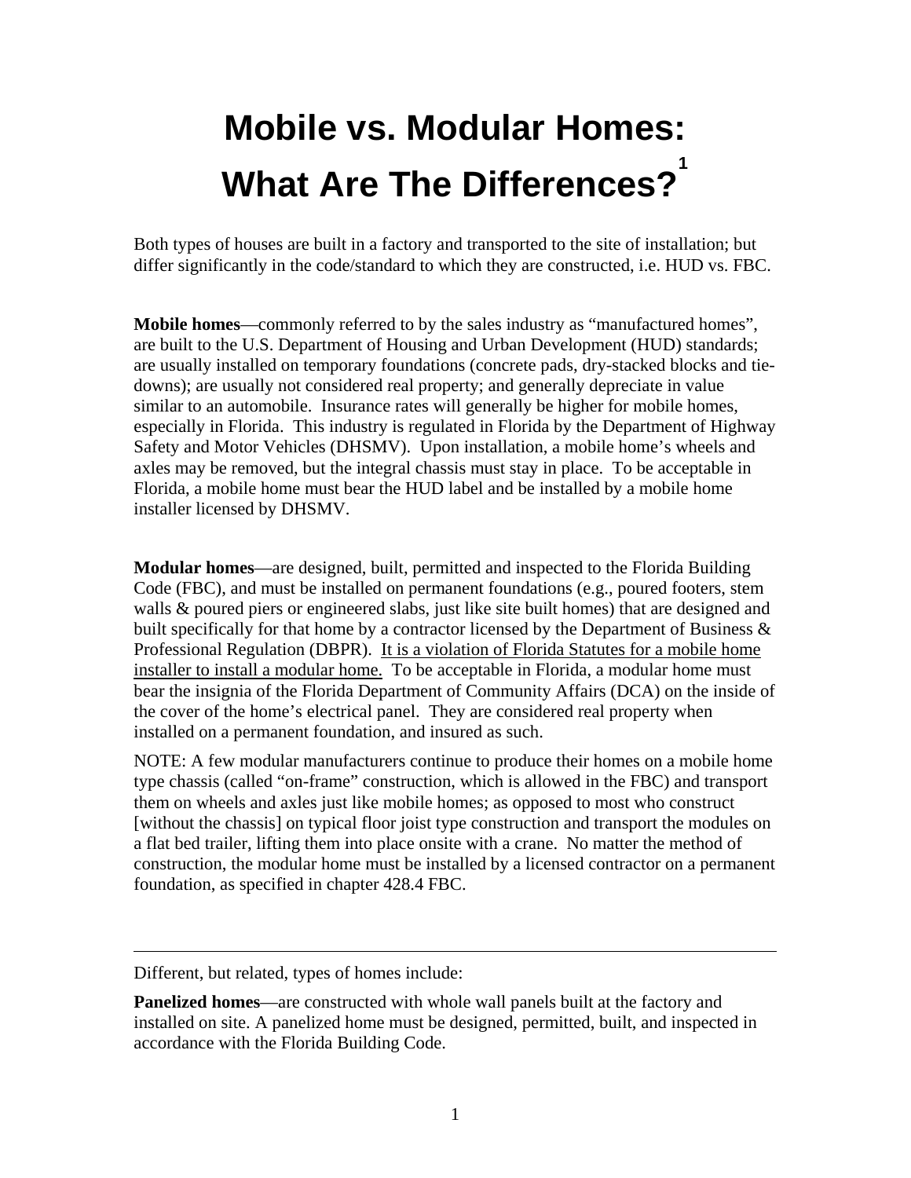# Mobile vs. Modular Homes: What Are The Differences?[1]

Both types of houses are built in a factory and transported to the site of installation; but differ significantly in the code/standard to which they are constructed, i.e. HUD vs. FBC.

**Mobile homes**—commonly referred to by the sales industry as "manufactured homes", are built to the U.S. Department of Housing and Urban Development (HUD) standards; are usually installed on temporary foundations (concrete pads, dry-stacked blocks and tie-downs); are usually not considered real property; and generally depreciate in value similar to an automobile. Insurance rates will generally be higher for mobile homes, especially in Florida. This industry is regulated in Florida by the Department of Highway Safety and Motor Vehicles (DHSMV). Upon installation, a mobile home's wheels and axles may be removed, but the integral chassis must stay in place. To be acceptable in Florida, a mobile home must bear the HUD label and be installed by a mobile home installer licensed by DHSMV.

**Modular homes**—are designed, built, permitted and inspected to the Florida Building Code (FBC), and must be installed on permanent foundations (e.g., poured footers, stem walls & poured piers or engineered slabs, just like site built homes) that are designed and built specifically for that home by a contractor licensed by the Department of Business & Professional Regulation (DBPR). <u>It is a violation of Florida Statutes for a mobile home installer to install a modular home.</u> To be acceptable in Florida, a modular home must bear the insignia of the Florida Department of Community Affairs (DCA) on the inside of the cover of the home's electrical panel. They are considered real property when installed on a permanent foundation, and insured as such.

NOTE: A few modular manufacturers continue to produce their homes on a mobile home type chassis (called "on-frame" construction, which is allowed in the FBC) and transport them on wheels and axles just like mobile homes; as opposed to most who construct [without the chassis] on typical floor joist type construction and transport the modules on a flat bed trailer, lifting them into place onsite with a crane. No matter the method of construction, the modular home must be installed by a licensed contractor on a permanent foundation, as specified in chapter 428.4 FBC.

---

Different, but related, types of homes include:

**Panelized homes**—are constructed with whole wall panels built at the factory and installed on site. A panelized home must be designed, permitted, built, and inspected in accordance with the Florida Building Code.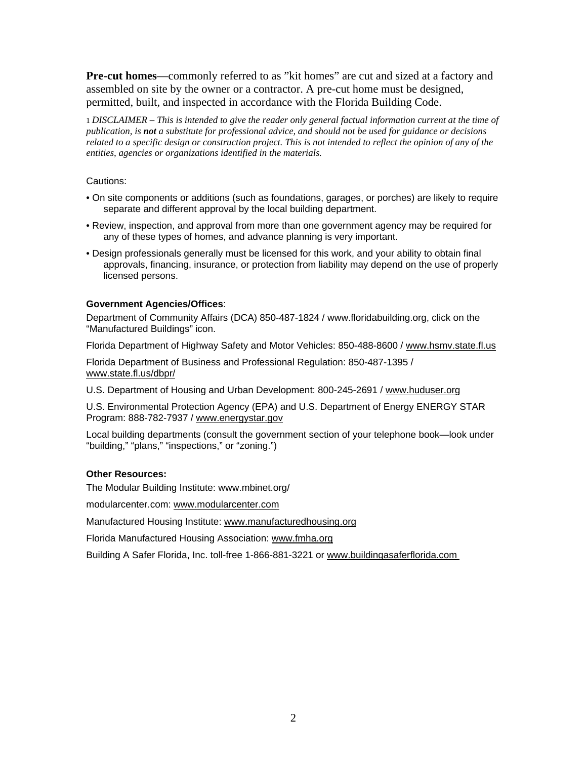**Pre-cut homes**—commonly referred to as "kit homes" are cut and sized at a factory and assembled on site by the owner or a contractor. A pre-cut home must be designed, permitted, built, and inspected in accordance with the Florida Building Code.

1 *DISCLAIMER – This is intended to give the reader only general factual information current at the time of publication, is **not** a substitute for professional advice, and should not be used for guidance or decisions related to a specific design or construction project. This is not intended to reflect the opinion of any of the entities, agencies or organizations identified in the materials.*

Cautions:

- On site components or additions (such as foundations, garages, or porches) are likely to require separate and different approval by the local building department.
- Review, inspection, and approval from more than one government agency may be required for any of these types of homes, and advance planning is very important.
- Design professionals generally must be licensed for this work, and your ability to obtain final approvals, financing, insurance, or protection from liability may depend on the use of properly licensed persons.

**Government Agencies/Offices**:

Department of Community Affairs (DCA) 850-487-1824 / www.floridabuilding.org, click on the "Manufactured Buildings" icon.

Florida Department of Highway Safety and Motor Vehicles: 850-488-8600 / www.hsmv.state.fl.us

Florida Department of Business and Professional Regulation: 850-487-1395 / www.state.fl.us/dbpr/

U.S. Department of Housing and Urban Development: 800-245-2691 / www.huduser.org

U.S. Environmental Protection Agency (EPA) and U.S. Department of Energy ENERGY STAR Program: 888-782-7937 / www.energystar.gov

Local building departments (consult the government section of your telephone book—look under "building," "plans," "inspections," or "zoning.")

**Other Resources:**

The Modular Building Institute: www.mbinet.org/

modularcenter.com: www.modularcenter.com

Manufactured Housing Institute: www.manufacturedhousing.org

Florida Manufactured Housing Association: www.fmha.org

Building A Safer Florida, Inc. toll-free 1-866-881-3221 or www.buildingasaferflorida.com